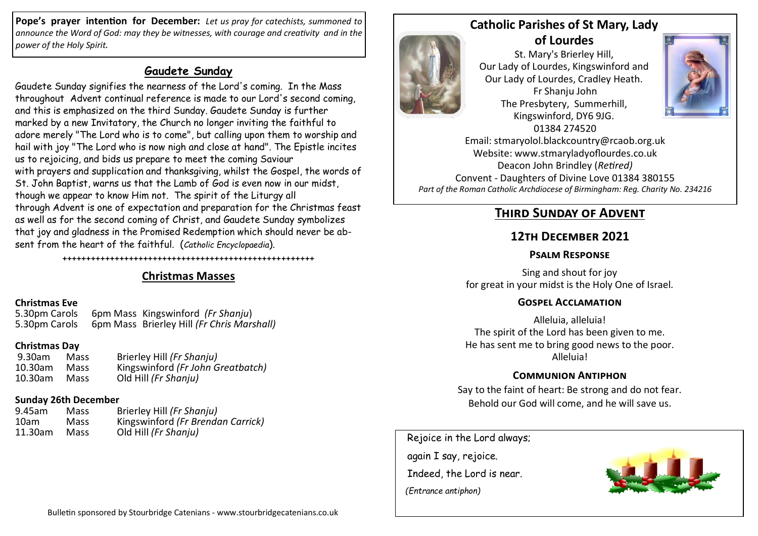**Pope's prayer intention for December:** *Let us pray for catechists, summoned to announce the Word of God: may they be witnesses, with courage and creativity and in the power of the Holy Spirit.*

## Gaudete Sunday

Gaudete Sunday signifies the nearness of the Lord's coming. In the Mass throughout Advent continual reference is made to our Lord's second coming, and this is emphasized on the third Sunday. Gaudete Sunday is further marked by a new Invitatory, the Church no longer inviting the faithful to adore merely "The Lord who is to come", but calling upon them to worship and hail with joy "The Lord who is now nigh and close at hand". The Epistle incites us to rejoicing, and bids us prepare to meet the coming Saviour with prayers and supplication and thanksgiving, whilst the Gospel, the words of St. John Baptist, warns us that the Lamb of God is even now in our midst, though we appear to know Him not. The spirit of the Liturgy all through Advent is one of expectation and preparation for the Christmas feast as well as for the second coming of Christ, and Gaudete Sunday symbolizes that joy and gladness in the Promised Redemption which should never be absent from the heart of the faithful. (*Catholic Encyclopaedia*).

+++++++++++++++++++++++++++++++++++++++++++++++++++++++

## Christmas Masses

**Christmas Eve**

5.30pm Carols 6pm Mass Kingswinford *(Fr Shanju)*
5.30pm Carols 6pm Mass Brierley Hill *(Fr Chris Marshall)*

**Christmas Day**

| | | |
|---|---|---|
| 9.30am | Mass | Brierley Hill *(Fr Shanju)* |
| 10.30am | Mass | Kingswinford *(Fr John Greatbatch)* |
| 10.30am | Mass | Old Hill *(Fr Shanju)* |

**Sunday 26th December**

| | | |
|---|---|---|
| 9.45am | Mass | Brierley Hill *(Fr Shanju)* |
| 10am | Mass | Kingswinford *(Fr Brendan Carrick)* |
| 11.30am | Mass | Old Hill *(Fr Shanju)* |

Bulletin sponsored by Stourbridge Catenians - www.stourbridgecatenians.co.uk

# Catholic Parishes of St Mary, Lady of Lourdes

St. Mary's Brierley Hill,
Our Lady of Lourdes, Kingswinford and
Our Lady of Lourdes, Cradley Heath.
Fr Shanju John
The Presbytery, Summerhill,
Kingswinford, DY6 9JG.
01384 274520
Email: stmaryolol.blackcountry@rcaob.org.uk
Website: www.stmaryladyoflourdes.co.uk
Deacon John Brindley (*Retired)*
Convent - Daughters of Divine Love 01384 380155
*Part of the Roman Catholic Archdiocese of Birmingham: Reg. Charity No. 234216*

## Third Sunday of Advent

## 12th December 2021

### Psalm Response

Sing and shout for joy
for great in your midst is the Holy One of Israel.

### Gospel Acclamation

Alleluia, alleluia!
The spirit of the Lord has been given to me.
He has sent me to bring good news to the poor.
Alleluia!

### Communion Antiphon

Say to the faint of heart: Be strong and do not fear.
Behold our God will come, and he will save us.

Rejoice in the Lord always;
again I say, rejoice.
Indeed, the Lord is near.
*(Entrance antiphon)*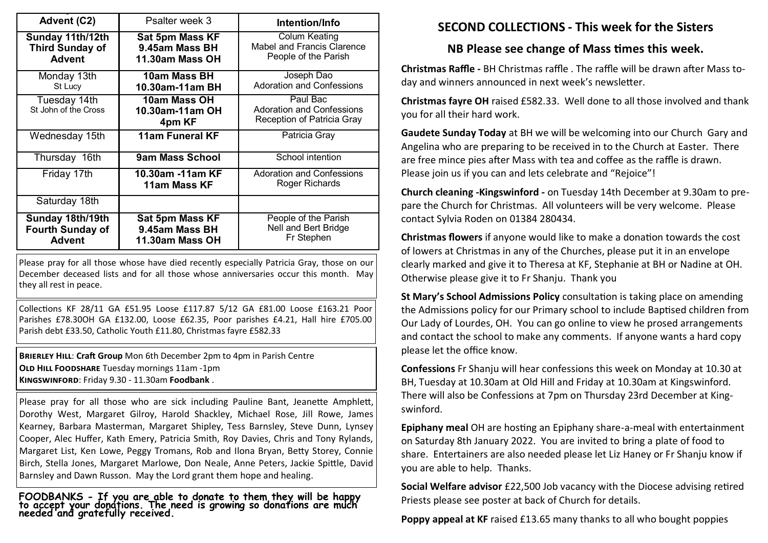| Advent (C2) | Psalter week 3 | Intention/Info |
|---|---|---|
| **Sunday 11th/12th Third Sunday of Advent** | **Sat 5pm Mass KF 9.45am Mass BH 11.30am Mass OH** | Colum Keating Mabel and Francis Clarence People of the Parish |
| Monday 13th St Lucy | **10am Mass BH 10.30am-11am BH** | Joseph Dao Adoration and Confessions |
| Tuesday 14th St John of the Cross | **10am Mass OH 10.30am-11am OH 4pm KF** | Paul Bac Adoration and Confessions Reception of Patricia Gray |
| Wednesday 15th | **11am Funeral KF** | Patricia Gray |
| Thursday 16th | **9am Mass School** | School intention |
| Friday 17th | **10.30am -11am KF 11am Mass KF** | Adoration and Confessions Roger Richards |
| Saturday 18th | | |
| **Sunday 18th/19th Fourth Sunday of Advent** | **Sat 5pm Mass KF 9.45am Mass BH 11.30am Mass OH** | People of the Parish Nell and Bert Bridge Fr Stephen |

Please pray for all those whose have died recently especially Patricia Gray, those on our December deceased lists and for all those whose anniversaries occur this month. May they all rest in peace.

Collections KF 28/11 GA £51.95 Loose £117.87 5/12 GA £81.00 Loose £163.21 Poor Parishes £78.30OH GA £132.00, Loose £62.35, Poor parishes £4.21, Hall hire £705.00 Parish debt £33.50, Catholic Youth £11.80, Christmas fayre £582.33

**Brierley Hill**: **Craft Group** Mon 6th December 2pm to 4pm in Parish Centre
**Old Hill Foodshare** Tuesday mornings 11am -1pm
**Kingswinford**: Friday 9.30 - 11.30am **Foodbank** .

Please pray for all those who are sick including Pauline Bant, Jeanette Amphlett, Dorothy West, Margaret Gilroy, Harold Shackley, Michael Rose, Jill Rowe, James Kearney, Barbara Masterman, Margaret Shipley, Tess Barnsley, Steve Dunn, Lynsey Cooper, Alec Huffer, Kath Emery, Patricia Smith, Roy Davies, Chris and Tony Rylands, Margaret List, Ken Lowe, Peggy Tromans, Rob and Ilona Bryan, Betty Storey, Connie Birch, Stella Jones, Margaret Marlowe, Don Neale, Anne Peters, Jackie Spittle, David Barnsley and Dawn Russon. May the Lord grant them hope and healing.

**FOODBANKS - If you are able to donate to them they will be happy to accept your donations. The need is growing so donations are much needed and gratefully received.**

## SECOND COLLECTIONS - This week for the Sisters

### NB Please see change of Mass times this week.

**Christmas Raffle -** BH Christmas raffle . The raffle will be drawn after Mass today and winners announced in next week's newsletter.

**Christmas fayre OH** raised £582.33. Well done to all those involved and thank you for all their hard work.

**Gaudete Sunday Today** at BH we will be welcoming into our Church Gary and Angelina who are preparing to be received in to the Church at Easter. There are free mince pies after Mass with tea and coffee as the raffle is drawn. Please join us if you can and lets celebrate and "Rejoice"!

**Church cleaning -Kingswinford -** on Tuesday 14th December at 9.30am to prepare the Church for Christmas. All volunteers will be very welcome. Please contact Sylvia Roden on 01384 280434.

**Christmas flowers** if anyone would like to make a donation towards the cost of lowers at Christmas in any of the Churches, please put it in an envelope clearly marked and give it to Theresa at KF, Stephanie at BH or Nadine at OH. Otherwise please give it to Fr Shanju. Thank you

**St Mary's School Admissions Policy** consultation is taking place on amending the Admissions policy for our Primary school to include Baptised children from Our Lady of Lourdes, OH. You can go online to view he prosed arrangements and contact the school to make any comments. If anyone wants a hard copy please let the office know.

**Confessions** Fr Shanju will hear confessions this week on Monday at 10.30 at BH, Tuesday at 10.30am at Old Hill and Friday at 10.30am at Kingswinford. There will also be Confessions at 7pm on Thursday 23rd December at Kingswinford.

**Epiphany meal** OH are hosting an Epiphany share-a-meal with entertainment on Saturday 8th January 2022. You are invited to bring a plate of food to share. Entertainers are also needed please let Liz Haney or Fr Shanju know if you are able to help. Thanks.

**Social Welfare advisor** £22,500 Job vacancy with the Diocese advising retired Priests please see poster at back of Church for details.

**Poppy appeal at KF** raised £13.65 many thanks to all who bought poppies